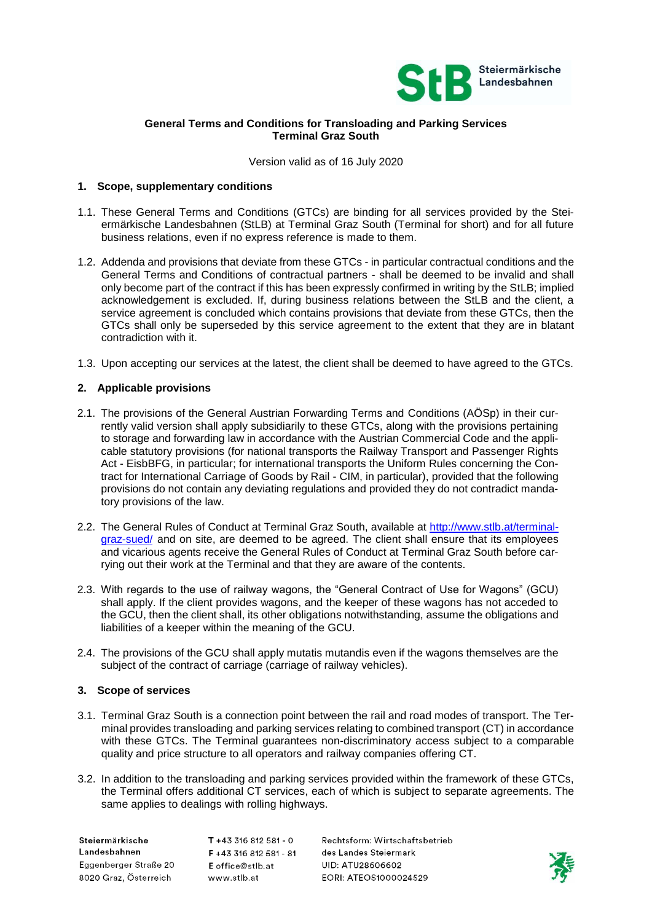**General Terms and Conditions for Transloading and Parking Services**
**Terminal Graz South**

Version valid as of 16 July 2020

## 1. Scope, supplementary conditions

1.1. These General Terms and Conditions (GTCs) are binding for all services provided by the Steiermärkische Landesbahnen (StLB) at Terminal Graz South (Terminal for short) and for all future business relations, even if no express reference is made to them.

1.2. Addenda and provisions that deviate from these GTCs - in particular contractual conditions and the General Terms and Conditions of contractual partners - shall be deemed to be invalid and shall only become part of the contract if this has been expressly confirmed in writing by the StLB; implied acknowledgement is excluded. If, during business relations between the StLB and the client, a service agreement is concluded which contains provisions that deviate from these GTCs, then the GTCs shall only be superseded by this service agreement to the extent that they are in blatant contradiction with it.

1.3. Upon accepting our services at the latest, the client shall be deemed to have agreed to the GTCs.

## 2. Applicable provisions

2.1. The provisions of the General Austrian Forwarding Terms and Conditions (AÖSp) in their currently valid version shall apply subsidiarily to these GTCs, along with the provisions pertaining to storage and forwarding law in accordance with the Austrian Commercial Code and the applicable statutory provisions (for national transports the Railway Transport and Passenger Rights Act - EisbBFG, in particular; for international transports the Uniform Rules concerning the Contract for International Carriage of Goods by Rail - CIM, in particular), provided that the following provisions do not contain any deviating regulations and provided they do not contradict mandatory provisions of the law.

2.2. The General Rules of Conduct at Terminal Graz South, available at [http://www.stlb.at/terminal-graz-sued/](http://www.stlb.at/terminal-graz-sued/) and on site, are deemed to be agreed. The client shall ensure that its employees and vicarious agents receive the General Rules of Conduct at Terminal Graz South before carrying out their work at the Terminal and that they are aware of the contents.

2.3. With regards to the use of railway wagons, the "General Contract of Use for Wagons" (GCU) shall apply. If the client provides wagons, and the keeper of these wagons has not acceded to the GCU, then the client shall, its other obligations notwithstanding, assume the obligations and liabilities of a keeper within the meaning of the GCU.

2.4. The provisions of the GCU shall apply mutatis mutandis even if the wagons themselves are the subject of the contract of carriage (carriage of railway vehicles).

## 3. Scope of services

3.1. Terminal Graz South is a connection point between the rail and road modes of transport. The Terminal provides transloading and parking services relating to combined transport (CT) in accordance with these GTCs. The Terminal guarantees non-discriminatory access subject to a comparable quality and price structure to all operators and railway companies offering CT.

3.2. In addition to the transloading and parking services provided within the framework of these GTCs, the Terminal offers additional CT services, each of which is subject to separate agreements. The same applies to dealings with rolling highways.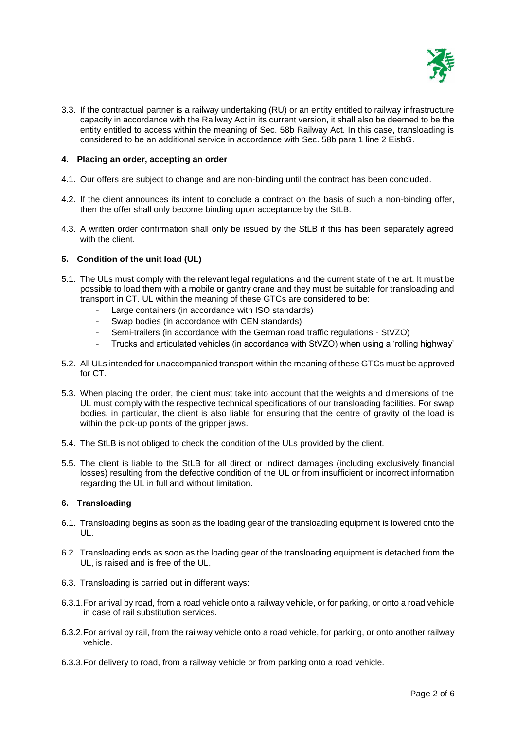3.3. If the contractual partner is a railway undertaking (RU) or an entity entitled to railway infrastructure capacity in accordance with the Railway Act in its current version, it shall also be deemed to be the entity entitled to access within the meaning of Sec. 58b Railway Act. In this case, transloading is considered to be an additional service in accordance with Sec. 58b para 1 line 2 EisbG.

## 4. Placing an order, accepting an order

4.1. Our offers are subject to change and are non-binding until the contract has been concluded.

4.2. If the client announces its intent to conclude a contract on the basis of such a non-binding offer, then the offer shall only become binding upon acceptance by the StLB.

4.3. A written order confirmation shall only be issued by the StLB if this has been separately agreed with the client.

## 5. Condition of the unit load (UL)

5.1. The ULs must comply with the relevant legal regulations and the current state of the art. It must be possible to load them with a mobile or gantry crane and they must be suitable for transloading and transport in CT. UL within the meaning of these GTCs are considered to be:

- Large containers (in accordance with ISO standards)
- Swap bodies (in accordance with CEN standards)
- Semi-trailers (in accordance with the German road traffic regulations - StVZO)
- Trucks and articulated vehicles (in accordance with StVZO) when using a 'rolling highway'

5.2. All ULs intended for unaccompanied transport within the meaning of these GTCs must be approved for CT.

5.3. When placing the order, the client must take into account that the weights and dimensions of the UL must comply with the respective technical specifications of our transloading facilities. For swap bodies, in particular, the client is also liable for ensuring that the centre of gravity of the load is within the pick-up points of the gripper jaws.

5.4. The StLB is not obliged to check the condition of the ULs provided by the client.

5.5. The client is liable to the StLB for all direct or indirect damages (including exclusively financial losses) resulting from the defective condition of the UL or from insufficient or incorrect information regarding the UL in full and without limitation.

## 6. Transloading

6.1. Transloading begins as soon as the loading gear of the transloading equipment is lowered onto the UL.

6.2. Transloading ends as soon as the loading gear of the transloading equipment is detached from the UL, is raised and is free of the UL.

6.3. Transloading is carried out in different ways:

6.3.1. For arrival by road, from a road vehicle onto a railway vehicle, or for parking, or onto a road vehicle in case of rail substitution services.

6.3.2. For arrival by rail, from the railway vehicle onto a road vehicle, for parking, or onto another railway vehicle.

6.3.3. For delivery to road, from a railway vehicle or from parking onto a road vehicle.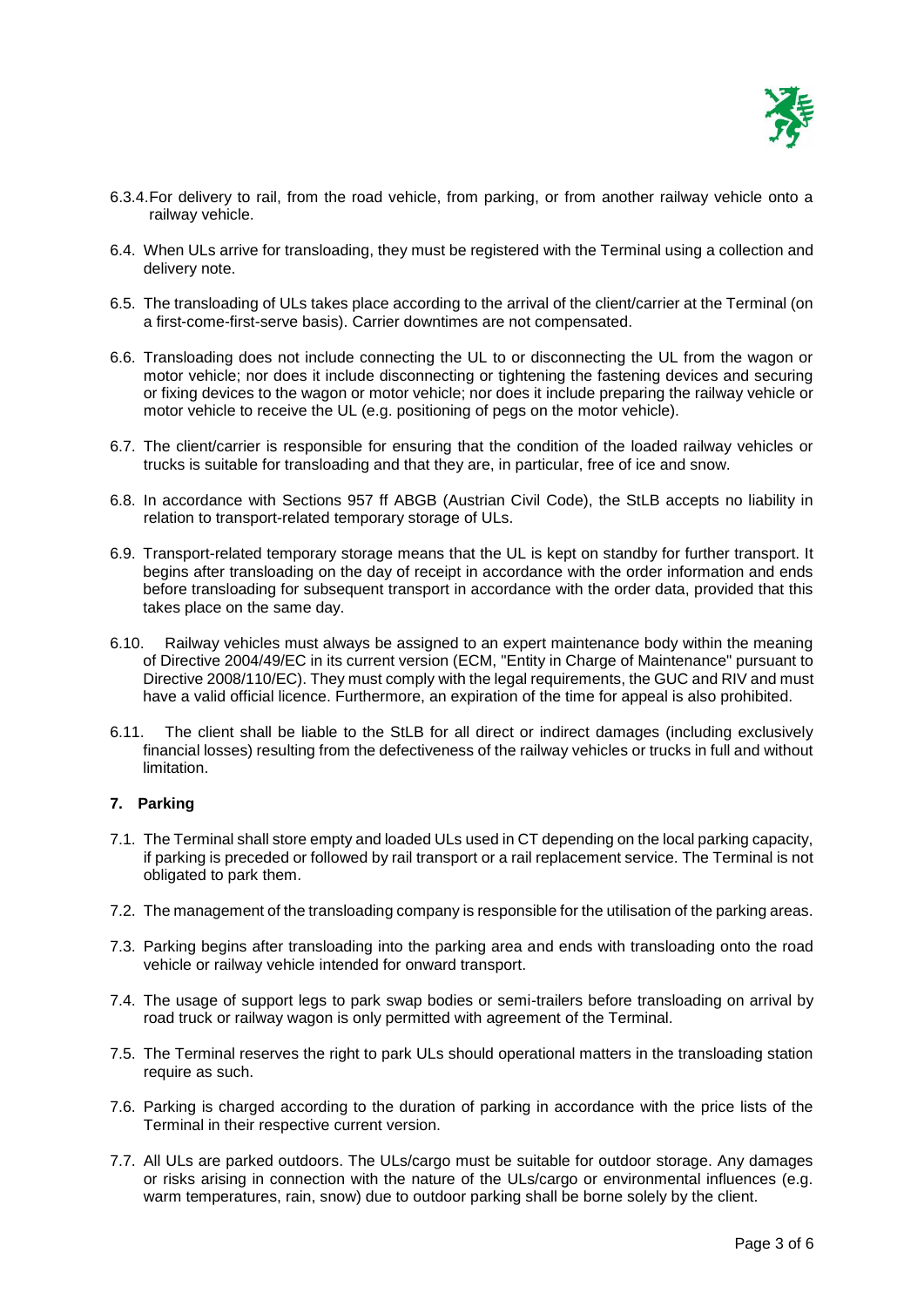6.3.4. For delivery to rail, from the road vehicle, from parking, or from another railway vehicle onto a railway vehicle.

6.4. When ULs arrive for transloading, they must be registered with the Terminal using a collection and delivery note.

6.5. The transloading of ULs takes place according to the arrival of the client/carrier at the Terminal (on a first-come-first-serve basis). Carrier downtimes are not compensated.

6.6. Transloading does not include connecting the UL to or disconnecting the UL from the wagon or motor vehicle; nor does it include disconnecting or tightening the fastening devices and securing or fixing devices to the wagon or motor vehicle; nor does it include preparing the railway vehicle or motor vehicle to receive the UL (e.g. positioning of pegs on the motor vehicle).

6.7. The client/carrier is responsible for ensuring that the condition of the loaded railway vehicles or trucks is suitable for transloading and that they are, in particular, free of ice and snow.

6.8. In accordance with Sections 957 ff ABGB (Austrian Civil Code), the StLB accepts no liability in relation to transport-related temporary storage of ULs.

6.9. Transport-related temporary storage means that the UL is kept on standby for further transport. It begins after transloading on the day of receipt in accordance with the order information and ends before transloading for subsequent transport in accordance with the order data, provided that this takes place on the same day.

6.10. Railway vehicles must always be assigned to an expert maintenance body within the meaning of Directive 2004/49/EC in its current version (ECM, "Entity in Charge of Maintenance" pursuant to Directive 2008/110/EC). They must comply with the legal requirements, the GUC and RIV and must have a valid official licence. Furthermore, an expiration of the time for appeal is also prohibited.

6.11. The client shall be liable to the StLB for all direct or indirect damages (including exclusively financial losses) resulting from the defectiveness of the railway vehicles or trucks in full and without limitation.

## 7. Parking

7.1. The Terminal shall store empty and loaded ULs used in CT depending on the local parking capacity, if parking is preceded or followed by rail transport or a rail replacement service. The Terminal is not obligated to park them.

7.2. The management of the transloading company is responsible for the utilisation of the parking areas.

7.3. Parking begins after transloading into the parking area and ends with transloading onto the road vehicle or railway vehicle intended for onward transport.

7.4. The usage of support legs to park swap bodies or semi-trailers before transloading on arrival by road truck or railway wagon is only permitted with agreement of the Terminal.

7.5. The Terminal reserves the right to park ULs should operational matters in the transloading station require as such.

7.6. Parking is charged according to the duration of parking in accordance with the price lists of the Terminal in their respective current version.

7.7. All ULs are parked outdoors. The ULs/cargo must be suitable for outdoor storage. Any damages or risks arising in connection with the nature of the ULs/cargo or environmental influences (e.g. warm temperatures, rain, snow) due to outdoor parking shall be borne solely by the client.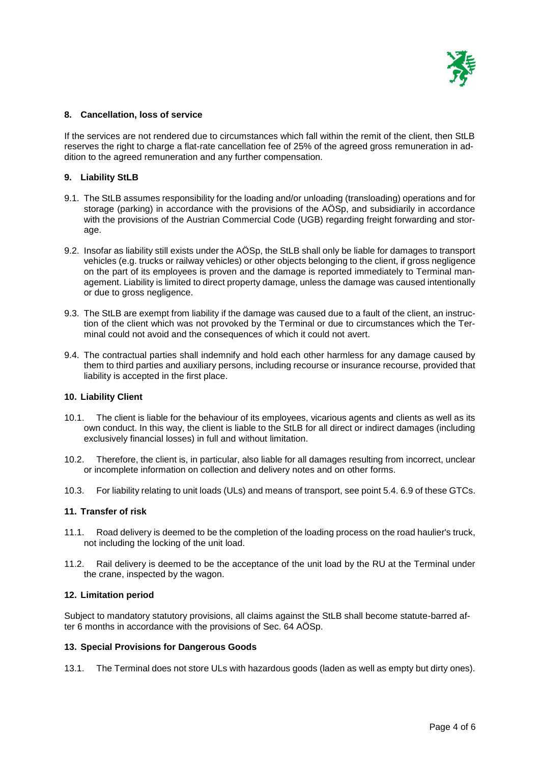## 8. Cancellation, loss of service

If the services are not rendered due to circumstances which fall within the remit of the client, then StLB reserves the right to charge a flat-rate cancellation fee of 25% of the agreed gross remuneration in addition to the agreed remuneration and any further compensation.

## 9. Liability StLB

9.1. The StLB assumes responsibility for the loading and/or unloading (transloading) operations and for storage (parking) in accordance with the provisions of the AÖSp, and subsidiarily in accordance with the provisions of the Austrian Commercial Code (UGB) regarding freight forwarding and storage.

9.2. Insofar as liability still exists under the AÖSp, the StLB shall only be liable for damages to transport vehicles (e.g. trucks or railway vehicles) or other objects belonging to the client, if gross negligence on the part of its employees is proven and the damage is reported immediately to Terminal management. Liability is limited to direct property damage, unless the damage was caused intentionally or due to gross negligence.

9.3. The StLB are exempt from liability if the damage was caused due to a fault of the client, an instruction of the client which was not provoked by the Terminal or due to circumstances which the Terminal could not avoid and the consequences of which it could not avert.

9.4. The contractual parties shall indemnify and hold each other harmless for any damage caused by them to third parties and auxiliary persons, including recourse or insurance recourse, provided that liability is accepted in the first place.

## 10. Liability Client

10.1. The client is liable for the behaviour of its employees, vicarious agents and clients as well as its own conduct. In this way, the client is liable to the StLB for all direct or indirect damages (including exclusively financial losses) in full and without limitation.

10.2. Therefore, the client is, in particular, also liable for all damages resulting from incorrect, unclear or incomplete information on collection and delivery notes and on other forms.

10.3. For liability relating to unit loads (ULs) and means of transport, see point 5.4. 6.9 of these GTCs.

## 11. Transfer of risk

11.1. Road delivery is deemed to be the completion of the loading process on the road haulier's truck, not including the locking of the unit load.

11.2. Rail delivery is deemed to be the acceptance of the unit load by the RU at the Terminal under the crane, inspected by the wagon.

## 12. Limitation period

Subject to mandatory statutory provisions, all claims against the StLB shall become statute-barred after 6 months in accordance with the provisions of Sec. 64 AÖSp.

## 13. Special Provisions for Dangerous Goods

13.1. The Terminal does not store ULs with hazardous goods (laden as well as empty but dirty ones).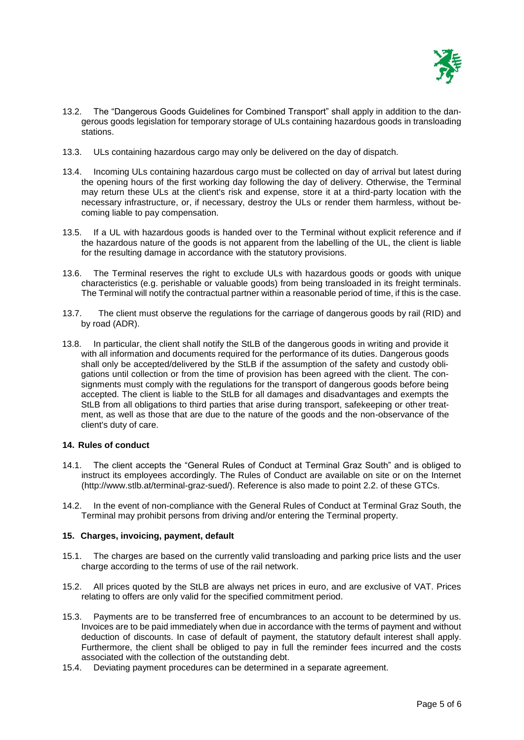13.2. The "Dangerous Goods Guidelines for Combined Transport" shall apply in addition to the dangerous goods legislation for temporary storage of ULs containing hazardous goods in transloading stations.

13.3. ULs containing hazardous cargo may only be delivered on the day of dispatch.

13.4. Incoming ULs containing hazardous cargo must be collected on day of arrival but latest during the opening hours of the first working day following the day of delivery. Otherwise, the Terminal may return these ULs at the client's risk and expense, store it at a third-party location with the necessary infrastructure, or, if necessary, destroy the ULs or render them harmless, without becoming liable to pay compensation.

13.5. If a UL with hazardous goods is handed over to the Terminal without explicit reference and if the hazardous nature of the goods is not apparent from the labelling of the UL, the client is liable for the resulting damage in accordance with the statutory provisions.

13.6. The Terminal reserves the right to exclude ULs with hazardous goods or goods with unique characteristics (e.g. perishable or valuable goods) from being transloaded in its freight terminals. The Terminal will notify the contractual partner within a reasonable period of time, if this is the case.

13.7. The client must observe the regulations for the carriage of dangerous goods by rail (RID) and by road (ADR).

13.8. In particular, the client shall notify the StLB of the dangerous goods in writing and provide it with all information and documents required for the performance of its duties. Dangerous goods shall only be accepted/delivered by the StLB if the assumption of the safety and custody obligations until collection or from the time of provision has been agreed with the client. The consignments must comply with the regulations for the transport of dangerous goods before being accepted. The client is liable to the StLB for all damages and disadvantages and exempts the StLB from all obligations to third parties that arise during transport, safekeeping or other treatment, as well as those that are due to the nature of the goods and the non-observance of the client's duty of care.

## 14. Rules of conduct

14.1. The client accepts the "General Rules of Conduct at Terminal Graz South" and is obliged to instruct its employees accordingly. The Rules of Conduct are available on site or on the Internet (http://www.stlb.at/terminal-graz-sued/). Reference is also made to point 2.2. of these GTCs.

14.2. In the event of non-compliance with the General Rules of Conduct at Terminal Graz South, the Terminal may prohibit persons from driving and/or entering the Terminal property.

## 15. Charges, invoicing, payment, default

15.1. The charges are based on the currently valid transloading and parking price lists and the user charge according to the terms of use of the rail network.

15.2. All prices quoted by the StLB are always net prices in euro, and are exclusive of VAT. Prices relating to offers are only valid for the specified commitment period.

15.3. Payments are to be transferred free of encumbrances to an account to be determined by us. Invoices are to be paid immediately when due in accordance with the terms of payment and without deduction of discounts. In case of default of payment, the statutory default interest shall apply. Furthermore, the client shall be obliged to pay in full the reminder fees incurred and the costs associated with the collection of the outstanding debt.

15.4. Deviating payment procedures can be determined in a separate agreement.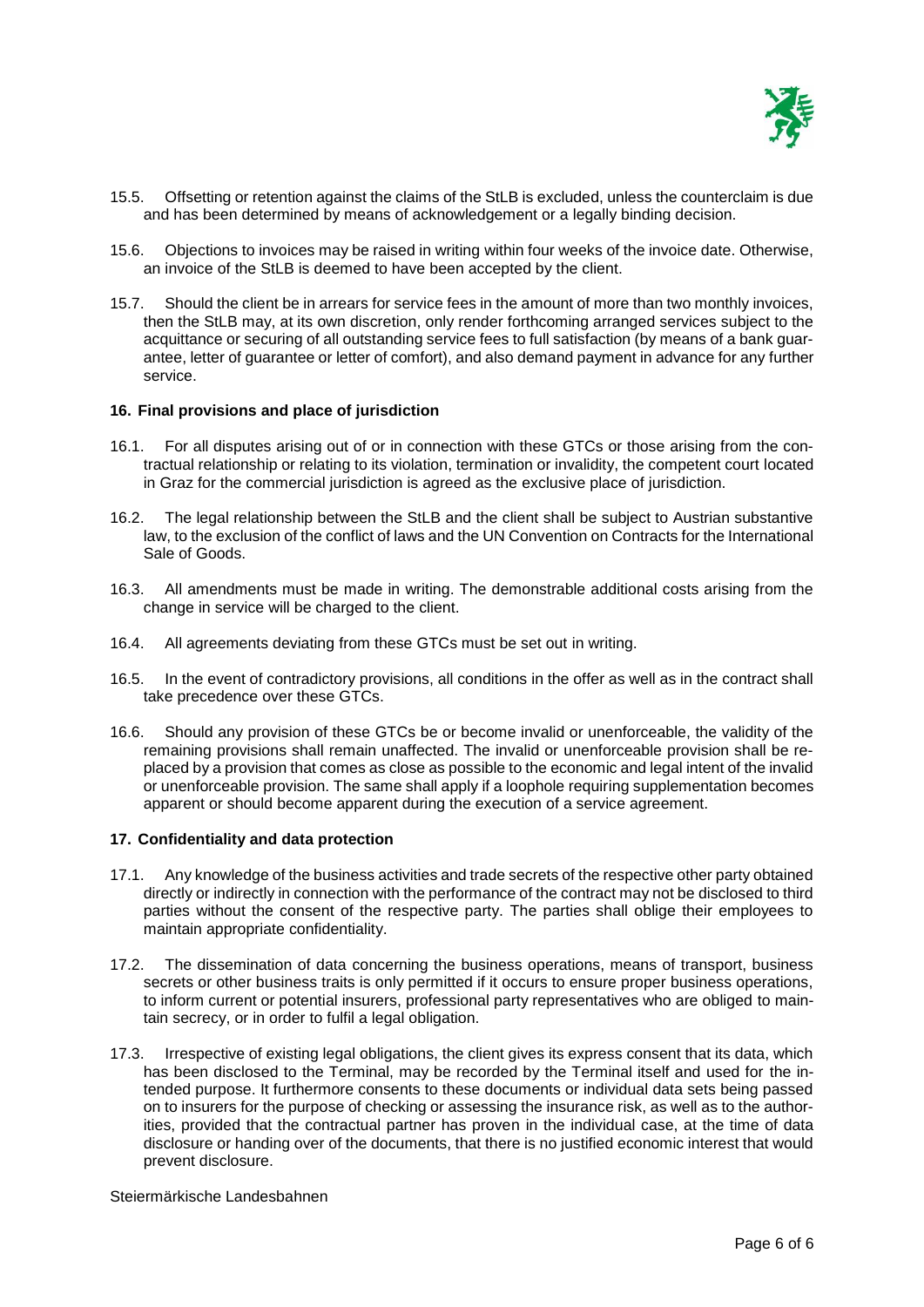15.5. Offsetting or retention against the claims of the StLB is excluded, unless the counterclaim is due and has been determined by means of acknowledgement or a legally binding decision.

15.6. Objections to invoices may be raised in writing within four weeks of the invoice date. Otherwise, an invoice of the StLB is deemed to have been accepted by the client.

15.7. Should the client be in arrears for service fees in the amount of more than two monthly invoices, then the StLB may, at its own discretion, only render forthcoming arranged services subject to the acquittance or securing of all outstanding service fees to full satisfaction (by means of a bank guarantee, letter of guarantee or letter of comfort), and also demand payment in advance for any further service.

## 16. Final provisions and place of jurisdiction

16.1. For all disputes arising out of or in connection with these GTCs or those arising from the contractual relationship or relating to its violation, termination or invalidity, the competent court located in Graz for the commercial jurisdiction is agreed as the exclusive place of jurisdiction.

16.2. The legal relationship between the StLB and the client shall be subject to Austrian substantive law, to the exclusion of the conflict of laws and the UN Convention on Contracts for the International Sale of Goods.

16.3. All amendments must be made in writing. The demonstrable additional costs arising from the change in service will be charged to the client.

16.4. All agreements deviating from these GTCs must be set out in writing.

16.5. In the event of contradictory provisions, all conditions in the offer as well as in the contract shall take precedence over these GTCs.

16.6. Should any provision of these GTCs be or become invalid or unenforceable, the validity of the remaining provisions shall remain unaffected. The invalid or unenforceable provision shall be replaced by a provision that comes as close as possible to the economic and legal intent of the invalid or unenforceable provision. The same shall apply if a loophole requiring supplementation becomes apparent or should become apparent during the execution of a service agreement.

## 17. Confidentiality and data protection

17.1. Any knowledge of the business activities and trade secrets of the respective other party obtained directly or indirectly in connection with the performance of the contract may not be disclosed to third parties without the consent of the respective party. The parties shall oblige their employees to maintain appropriate confidentiality.

17.2. The dissemination of data concerning the business operations, means of transport, business secrets or other business traits is only permitted if it occurs to ensure proper business operations, to inform current or potential insurers, professional party representatives who are obliged to maintain secrecy, or in order to fulfil a legal obligation.

17.3. Irrespective of existing legal obligations, the client gives its express consent that its data, which has been disclosed to the Terminal, may be recorded by the Terminal itself and used for the intended purpose. It furthermore consents to these documents or individual data sets being passed on to insurers for the purpose of checking or assessing the insurance risk, as well as to the authorities, provided that the contractual partner has proven in the individual case, at the time of data disclosure or handing over of the documents, that there is no justified economic interest that would prevent disclosure.